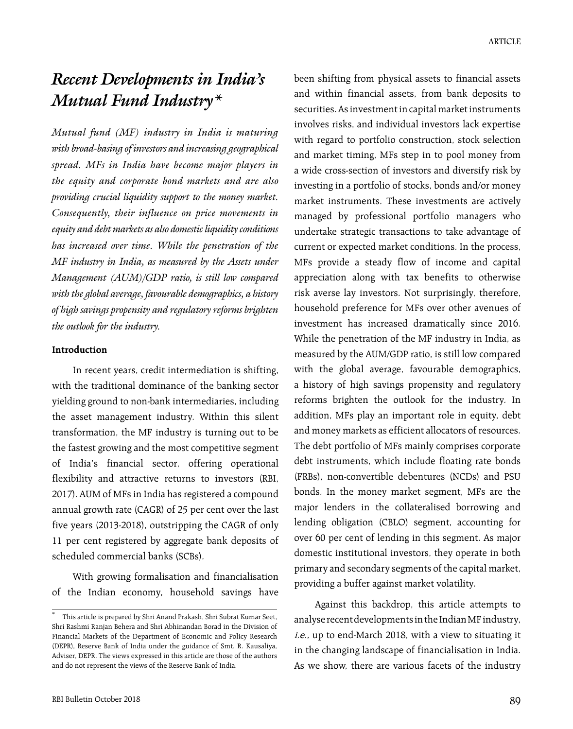# *Recent Developments in India's Mutual Fund Industry**

*Mutual fund (MF) industry in India is maturing with broad-basing of investors and increasing geographical spread. MFs in India have become major players in the equity and corporate bond markets and are also providing crucial liquidity support to the money market. Consequently, their influence on price movements in equity and debt markets as also domestic liquidity conditions has increased over time. While the penetration of the MF industry in India, as measured by the Assets under Management (AUM)/GDP ratio, is still low compared with the global average, favourable demographics, a history of high savings propensity and regulatory reforms brighten the outlook for the industry.*

### Introduction

In recent years, credit intermediation is shifting, with the traditional dominance of the banking sector yielding ground to non-bank intermediaries, including the asset management industry. Within this silent transformation, the MF industry is turning out to be the fastest growing and the most competitive segment of India's financial sector, offering operational flexibility and attractive returns to investors (RBI, 2017). AUM of MFs in India has registered a compound annual growth rate (CAGR) of 25 per cent over the last five years (2013-2018), outstripping the CAGR of only 11 per cent registered by aggregate bank deposits of scheduled commercial banks (SCBs).

With growing formalisation and financialisation of the Indian economy, household savings have been shifting from physical assets to financial assets and within financial assets, from bank deposits to securities. As investment in capital market instruments involves risks, and individual investors lack expertise with regard to portfolio construction, stock selection and market timing, MFs step in to pool money from a wide cross-section of investors and diversify risk by investing in a portfolio of stocks, bonds and/or money market instruments. These investments are actively managed by professional portfolio managers who undertake strategic transactions to take advantage of current or expected market conditions. In the process, MFs provide a steady flow of income and capital appreciation along with tax benefits to otherwise risk averse lay investors. Not surprisingly, therefore, household preference for MFs over other avenues of investment has increased dramatically since 2016. While the penetration of the MF industry in India, as measured by the AUM/GDP ratio, is still low compared with the global average, favourable demographics, a history of high savings propensity and regulatory reforms brighten the outlook for the industry. In addition, MFs play an important role in equity, debt and money markets as efficient allocators of resources. The debt portfolio of MFs mainly comprises corporate debt instruments, which include floating rate bonds (FRBs), non-convertible debentures (NCDs) and PSU bonds. In the money market segment, MFs are the major lenders in the collateralised borrowing and lending obligation (CBLO) segment, accounting for over 60 per cent of lending in this segment. As major domestic institutional investors, they operate in both primary and secondary segments of the capital market, providing a buffer against market volatility.

Against this backdrop, this article attempts to analyse recent developments in the Indian MF industry, *i.e.*, up to end-March 2018, with a view to situating it in the changing landscape of financialisation in India. As we show, there are various facets of the industry

---

\* This article is prepared by Shri Anand Prakash, Shri Subrat Kumar Seet, Shri Rashmi Ranjan Behera and Shri Abhinandan Borad in the Division of Financial Markets of the Department of Economic and Policy Research (DEPR), Reserve Bank of India under the guidance of Smt. R. Kausaliya, Adviser, DEPR. The views expressed in this article are those of the authors and do not represent the views of the Reserve Bank of India.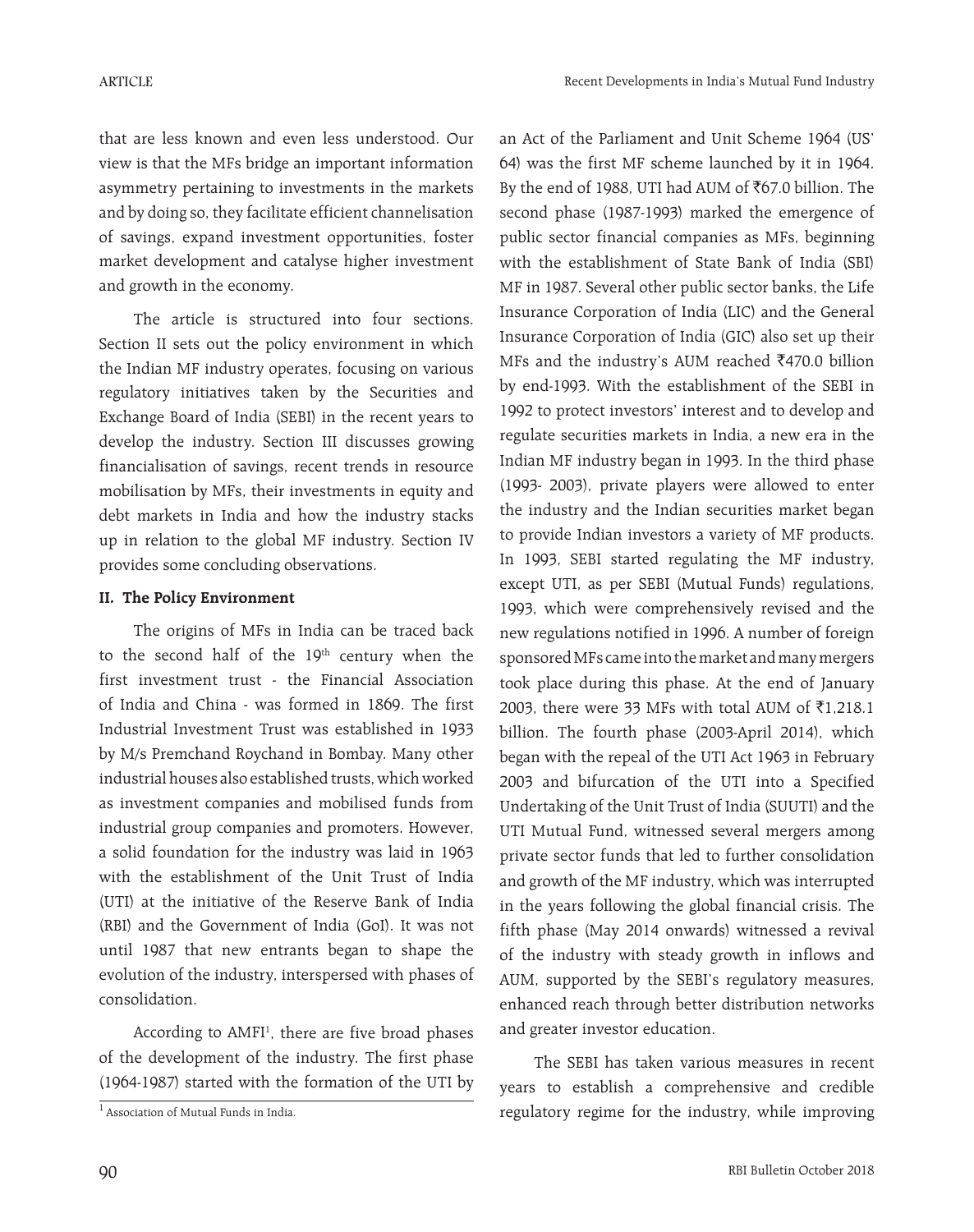that are less known and even less understood. Our view is that the MFs bridge an important information asymmetry pertaining to investments in the markets and by doing so, they facilitate efficient channelisation of savings, expand investment opportunities, foster market development and catalyse higher investment and growth in the economy.

The article is structured into four sections. Section II sets out the policy environment in which the Indian MF industry operates, focusing on various regulatory initiatives taken by the Securities and Exchange Board of India (SEBI) in the recent years to develop the industry. Section III discusses growing financialisation of savings, recent trends in resource mobilisation by MFs, their investments in equity and debt markets in India and how the industry stacks up in relation to the global MF industry. Section IV provides some concluding observations.

## II. The Policy Environment

The origins of MFs in India can be traced back to the second half of the 19th century when the first investment trust - the Financial Association of India and China - was formed in 1869. The first Industrial Investment Trust was established in 1933 by M/s Premchand Roychand in Bombay. Many other industrial houses also established trusts, which worked as investment companies and mobilised funds from industrial group companies and promoters. However, a solid foundation for the industry was laid in 1963 with the establishment of the Unit Trust of India (UTI) at the initiative of the Reserve Bank of India (RBI) and the Government of India (GoI). It was not until 1987 that new entrants began to shape the evolution of the industry, interspersed with phases of consolidation.

According to AMFI[1], there are five broad phases of the development of the industry. The first phase (1964-1987) started with the formation of the UTI by an Act of the Parliament and Unit Scheme 1964 (US' 64) was the first MF scheme launched by it in 1964. By the end of 1988, UTI had AUM of ₹67.0 billion. The second phase (1987-1993) marked the emergence of public sector financial companies as MFs, beginning with the establishment of State Bank of India (SBI) MF in 1987. Several other public sector banks, the Life Insurance Corporation of India (LIC) and the General Insurance Corporation of India (GIC) also set up their MFs and the industry's AUM reached ₹470.0 billion by end-1993. With the establishment of the SEBI in 1992 to protect investors' interest and to develop and regulate securities markets in India, a new era in the Indian MF industry began in 1993. In the third phase (1993- 2003), private players were allowed to enter the industry and the Indian securities market began to provide Indian investors a variety of MF products. In 1993, SEBI started regulating the MF industry, except UTI, as per SEBI (Mutual Funds) regulations, 1993, which were comprehensively revised and the new regulations notified in 1996. A number of foreign sponsored MFs came into the market and many mergers took place during this phase. At the end of January 2003, there were 33 MFs with total AUM of ₹1,218.1 billion. The fourth phase (2003-April 2014), which began with the repeal of the UTI Act 1963 in February 2003 and bifurcation of the UTI into a Specified Undertaking of the Unit Trust of India (SUUTI) and the UTI Mutual Fund, witnessed several mergers among private sector funds that led to further consolidation and growth of the MF industry, which was interrupted in the years following the global financial crisis. The fifth phase (May 2014 onwards) witnessed a revival of the industry with steady growth in inflows and AUM, supported by the SEBI's regulatory measures, enhanced reach through better distribution networks and greater investor education.

The SEBI has taken various measures in recent years to establish a comprehensive and credible regulatory regime for the industry, while improving

[1] Association of Mutual Funds in India.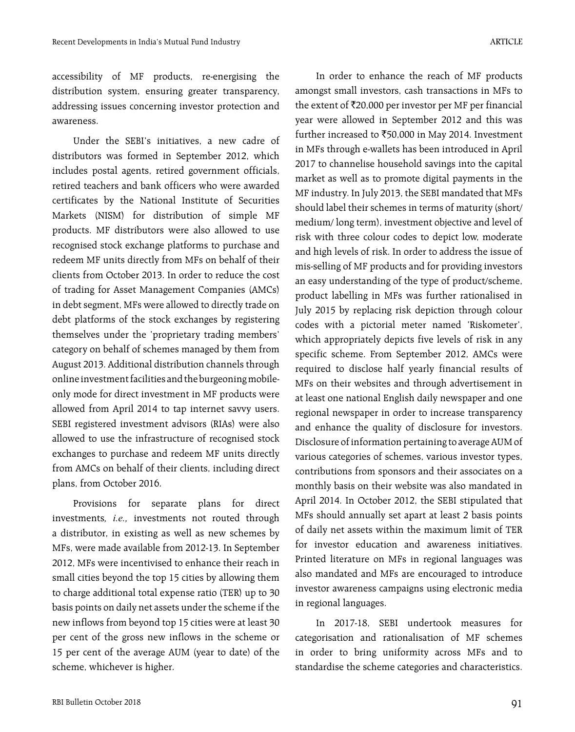accessibility of MF products, re-energising the distribution system, ensuring greater transparency, addressing issues concerning investor protection and awareness.

Under the SEBI's initiatives, a new cadre of distributors was formed in September 2012, which includes postal agents, retired government officials, retired teachers and bank officers who were awarded certificates by the National Institute of Securities Markets (NISM) for distribution of simple MF products. MF distributors were also allowed to use recognised stock exchange platforms to purchase and redeem MF units directly from MFs on behalf of their clients from October 2013. In order to reduce the cost of trading for Asset Management Companies (AMCs) in debt segment, MFs were allowed to directly trade on debt platforms of the stock exchanges by registering themselves under the 'proprietary trading members' category on behalf of schemes managed by them from August 2013. Additional distribution channels through online investment facilities and the burgeoning mobile-only mode for direct investment in MF products were allowed from April 2014 to tap internet savvy users. SEBI registered investment advisors (RIAs) were also allowed to use the infrastructure of recognised stock exchanges to purchase and redeem MF units directly from AMCs on behalf of their clients, including direct plans, from October 2016.

Provisions for separate plans for direct investments, *i.e.*, investments not routed through a distributor, in existing as well as new schemes by MFs, were made available from 2012-13. In September 2012, MFs were incentivised to enhance their reach in small cities beyond the top 15 cities by allowing them to charge additional total expense ratio (TER) up to 30 basis points on daily net assets under the scheme if the new inflows from beyond top 15 cities were at least 30 per cent of the gross new inflows in the scheme or 15 per cent of the average AUM (year to date) of the scheme, whichever is higher.

In order to enhance the reach of MF products amongst small investors, cash transactions in MFs to the extent of ₹20,000 per investor per MF per financial year were allowed in September 2012 and this was further increased to ₹50,000 in May 2014. Investment in MFs through e-wallets has been introduced in April 2017 to channelise household savings into the capital market as well as to promote digital payments in the MF industry. In July 2013, the SEBI mandated that MFs should label their schemes in terms of maturity (short/ medium/ long term), investment objective and level of risk with three colour codes to depict low, moderate and high levels of risk. In order to address the issue of mis-selling of MF products and for providing investors an easy understanding of the type of product/scheme, product labelling in MFs was further rationalised in July 2015 by replacing risk depiction through colour codes with a pictorial meter named 'Riskometer', which appropriately depicts five levels of risk in any specific scheme. From September 2012, AMCs were required to disclose half yearly financial results of MFs on their websites and through advertisement in at least one national English daily newspaper and one regional newspaper in order to increase transparency and enhance the quality of disclosure for investors. Disclosure of information pertaining to average AUM of various categories of schemes, various investor types, contributions from sponsors and their associates on a monthly basis on their website was also mandated in April 2014. In October 2012, the SEBI stipulated that MFs should annually set apart at least 2 basis points of daily net assets within the maximum limit of TER for investor education and awareness initiatives. Printed literature on MFs in regional languages was also mandated and MFs are encouraged to introduce investor awareness campaigns using electronic media in regional languages.

In 2017-18, SEBI undertook measures for categorisation and rationalisation of MF schemes in order to bring uniformity across MFs and to standardise the scheme categories and characteristics.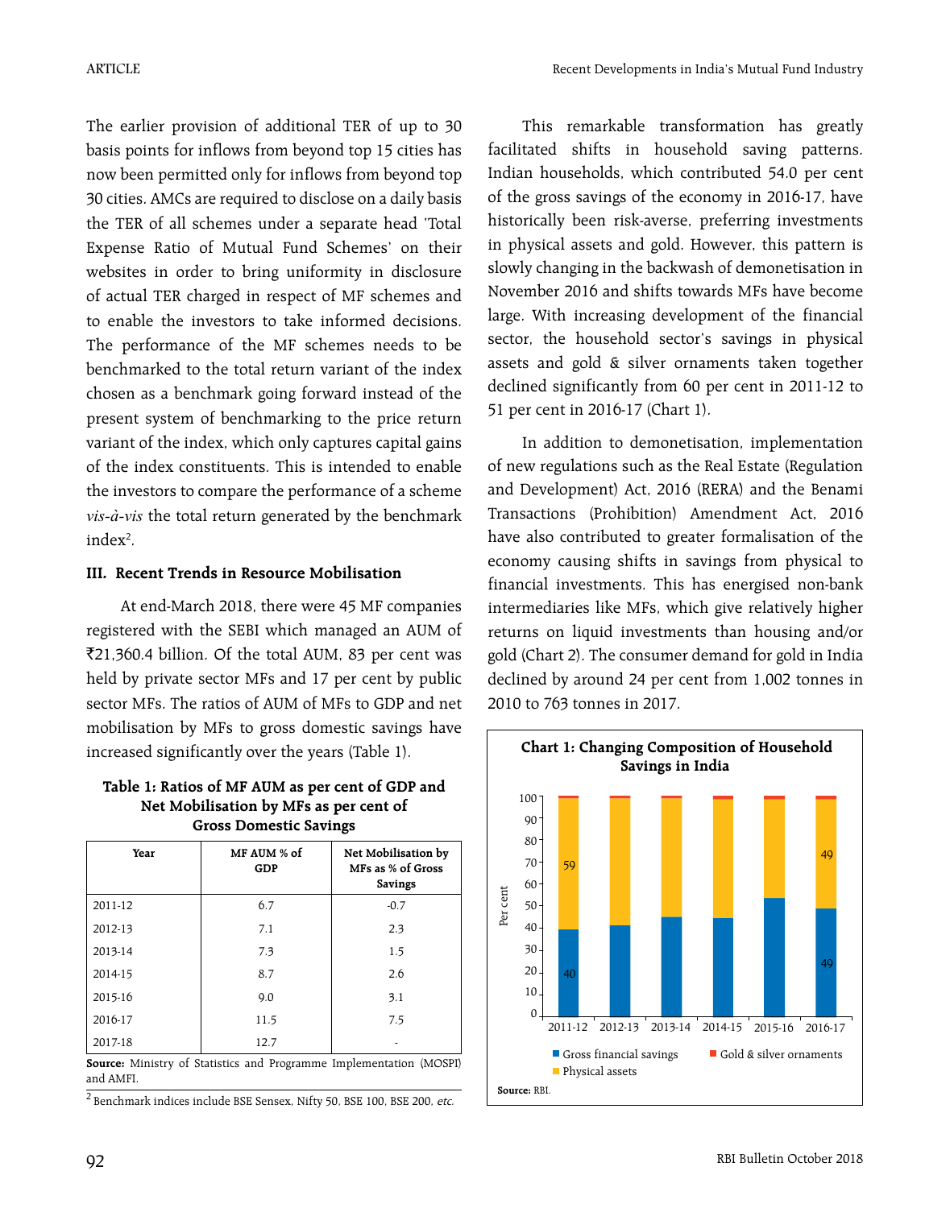The earlier provision of additional TER of up to 30 basis points for inflows from beyond top 15 cities has now been permitted only for inflows from beyond top 30 cities. AMCs are required to disclose on a daily basis the TER of all schemes under a separate head 'Total Expense Ratio of Mutual Fund Schemes' on their websites in order to bring uniformity in disclosure of actual TER charged in respect of MF schemes and to enable the investors to take informed decisions. The performance of the MF schemes needs to be benchmarked to the total return variant of the index chosen as a benchmark going forward instead of the present system of benchmarking to the price return variant of the index, which only captures capital gains of the index constituents. This is intended to enable the investors to compare the performance of a scheme *vis-à-vis* the total return generated by the benchmark index[2].

### III. Recent Trends in Resource Mobilisation

At end-March 2018, there were 45 MF companies registered with the SEBI which managed an AUM of ₹21,360.4 billion. Of the total AUM, 83 per cent was held by private sector MFs and 17 per cent by public sector MFs. The ratios of AUM of MFs to GDP and net mobilisation by MFs to gross domestic savings have increased significantly over the years (Table 1).

**Table 1: Ratios of MF AUM as per cent of GDP and Net Mobilisation by MFs as per cent of Gross Domestic Savings**

| Year | MF AUM % of GDP | Net Mobilisation by MFs as % of Gross Savings |
|---|---|---|
| 2011-12 | 6.7 | -0.7 |
| 2012-13 | 7.1 | 2.3 |
| 2013-14 | 7.3 | 1.5 |
| 2014-15 | 8.7 | 2.6 |
| 2015-16 | 9.0 | 3.1 |
| 2016-17 | 11.5 | 7.5 |
| 2017-18 | 12.7 | - |

**Source:** Ministry of Statistics and Programme Implementation (MOSPI) and AMFI.

[2] Benchmark indices include BSE Sensex, Nifty 50, BSE 100, BSE 200, *etc.*

This remarkable transformation has greatly facilitated shifts in household saving patterns. Indian households, which contributed 54.0 per cent of the gross savings of the economy in 2016-17, have historically been risk-averse, preferring investments in physical assets and gold. However, this pattern is slowly changing in the backwash of demonetisation in November 2016 and shifts towards MFs have become large. With increasing development of the financial sector, the household sector's savings in physical assets and gold & silver ornaments taken together declined significantly from 60 per cent in 2011-12 to 51 per cent in 2016-17 (Chart 1).

In addition to demonetisation, implementation of new regulations such as the Real Estate (Regulation and Development) Act, 2016 (RERA) and the Benami Transactions (Prohibition) Amendment Act, 2016 have also contributed to greater formalisation of the economy causing shifts in savings from physical to financial investments. This has energised non-bank intermediaries like MFs, which give relatively higher returns on liquid investments than housing and/or gold (Chart 2). The consumer demand for gold in India declined by around 24 per cent from 1,002 tonnes in 2010 to 763 tonnes in 2017.

**Chart 1: Changing Composition of Household Savings in India**

**Source:** RBI.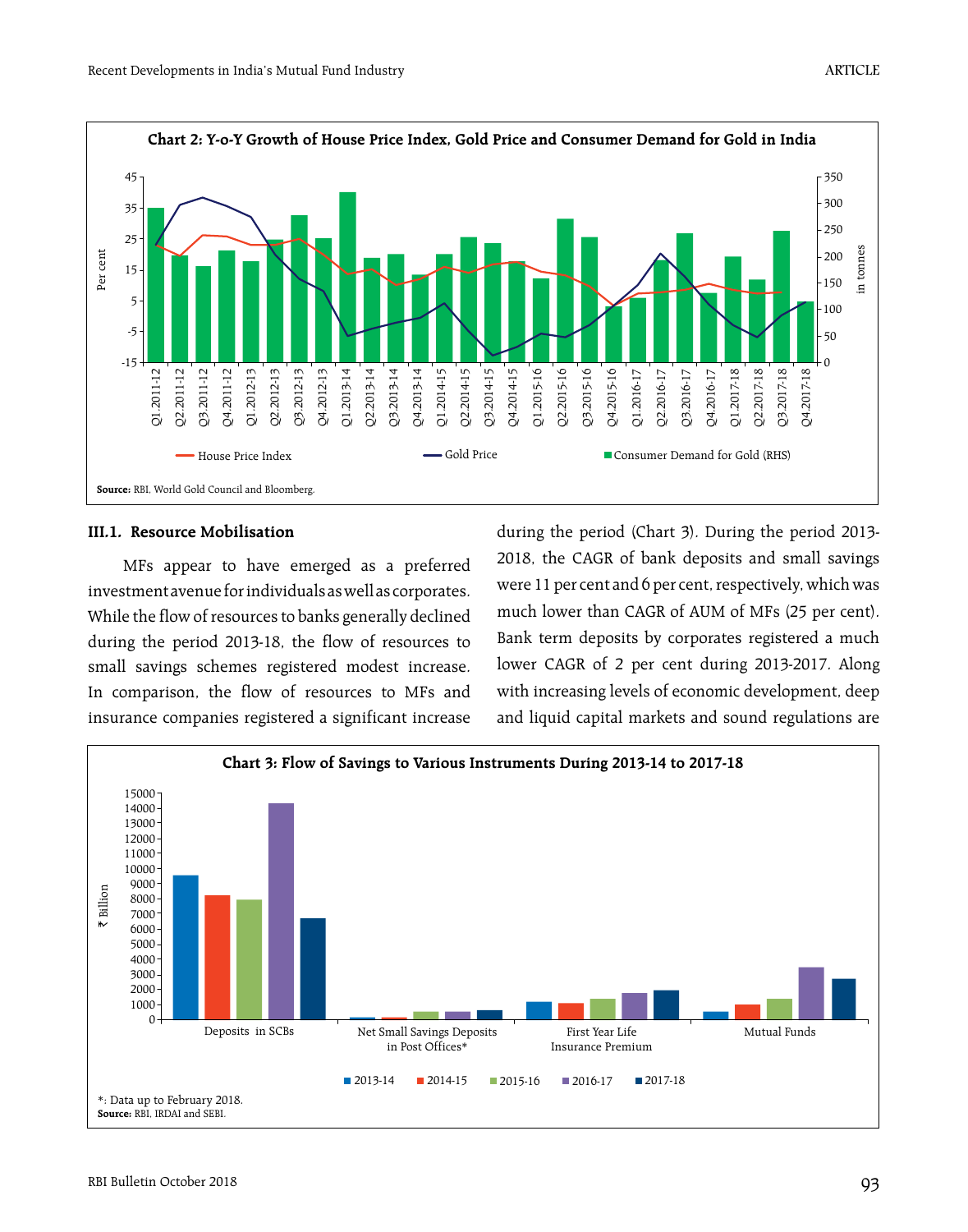**Chart 2: Y-o-Y Growth of House Price Index, Gold Price and Consumer Demand for Gold in India**

Source: RBI, World Gold Council and Bloomberg.

### III.1. Resource Mobilisation

MFs appear to have emerged as a preferred investment avenue for individuals as well as corporates. While the flow of resources to banks generally declined during the period 2013-18, the flow of resources to small savings schemes registered modest increase. In comparison, the flow of resources to MFs and insurance companies registered a significant increase during the period (Chart 3). During the period 2013-2018, the CAGR of bank deposits and small savings were 11 per cent and 6 per cent, respectively, which was much lower than CAGR of AUM of MFs (25 per cent). Bank term deposits by corporates registered a much lower CAGR of 2 per cent during 2013-2017. Along with increasing levels of economic development, deep and liquid capital markets and sound regulations are

**Chart 3: Flow of Savings to Various Instruments During 2013-14 to 2017-18**

*: Data up to February 2018.
Source: RBI, IRDAI and SEBI.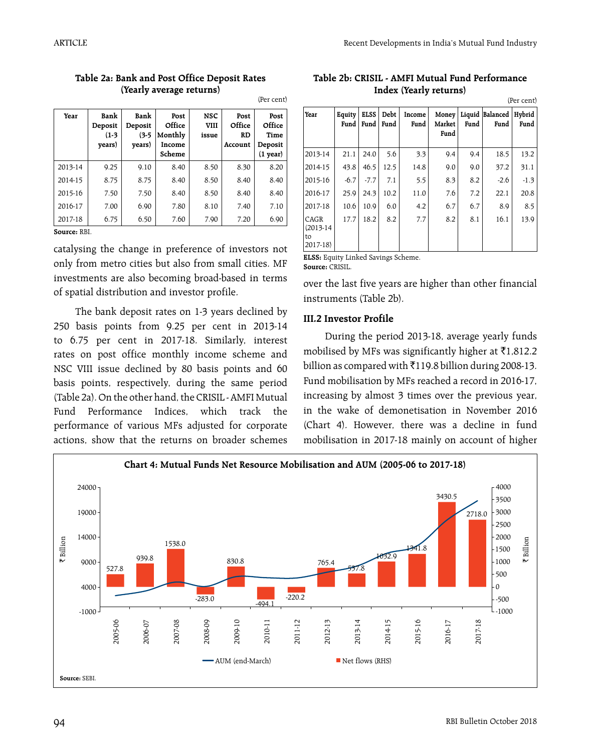**Table 2a: Bank and Post Office Deposit Rates (Yearly average returns)**

(Per cent)

| Year | Bank Deposit (1-3 years) | Bank Deposit (3-5 years) | Post Office Monthly Income Scheme | NSC VIII issue | Post Office RD Account | Post Office Time Deposit (1 year) |
|---|---|---|---|---|---|---|
| 2013-14 | 9.25 | 9.10 | 8.40 | 8.50 | 8.30 | 8.20 |
| 2014-15 | 8.75 | 8.75 | 8.40 | 8.50 | 8.40 | 8.40 |
| 2015-16 | 7.50 | 7.50 | 8.40 | 8.50 | 8.40 | 8.40 |
| 2016-17 | 7.00 | 6.90 | 7.80 | 8.10 | 7.40 | 7.10 |
| 2017-18 | 6.75 | 6.50 | 7.60 | 7.90 | 7.20 | 6.90 |

**Source:** RBI.

catalysing the change in preference of investors not only from metro cities but also from small cities. MF investments are also becoming broad-based in terms of spatial distribution and investor profile.

The bank deposit rates on 1-3 years declined by 250 basis points from 9.25 per cent in 2013-14 to 6.75 per cent in 2017-18. Similarly, interest rates on post office monthly income scheme and NSC VIII issue declined by 80 basis points and 60 basis points, respectively, during the same period (Table 2a). On the other hand, the CRISIL - AMFI Mutual Fund Performance Indices, which track the performance of various MFs adjusted for corporate actions, show that the returns on broader schemes over the last five years are higher than other financial instruments (Table 2b).

**Table 2b: CRISIL - AMFI Mutual Fund Performance Index (Yearly returns)**

(Per cent)

| Year | Equity Fund | ELSS Fund | Debt Fund | Income Fund | Money Market Fund | Liquid Fund | Balanced Fund | Hybrid Fund |
|---|---|---|---|---|---|---|---|---|
| 2013-14 | 21.1 | 24.0 | 5.6 | 3.3 | 9.4 | 9.4 | 18.5 | 13.2 |
| 2014-15 | 43.8 | 46.5 | 12.5 | 14.8 | 9.0 | 9.0 | 37.2 | 31.1 |
| 2015-16 | -6.7 | -7.7 | 7.1 | 5.5 | 8.3 | 8.2 | -2.6 | -1.3 |
| 2016-17 | 25.9 | 24.3 | 10.2 | 11.0 | 7.6 | 7.2 | 22.1 | 20.8 |
| 2017-18 | 10.6 | 10.9 | 6.0 | 4.2 | 6.7 | 6.7 | 8.9 | 8.5 |
| CAGR (2013-14 to 2017-18) | 17.7 | 18.2 | 8.2 | 7.7 | 8.2 | 8.1 | 16.1 | 13.9 |

**ELSS:** Equity Linked Savings Scheme.
**Source:** CRISIL.

### III.2 Investor Profile

During the period 2013-18, average yearly funds mobilised by MFs was significantly higher at ₹1,812.2 billion as compared with ₹119.8 billion during 2008-13. Fund mobilisation by MFs reached a record in 2016-17, increasing by almost 3 times over the previous year, in the wake of demonetisation in November 2016 (Chart 4). However, there was a decline in fund mobilisation in 2017-18 mainly on account of higher

**Chart 4: Mutual Funds Net Resource Mobilisation and AUM (2005-06 to 2017-18)**

| Year | Net flows (RHS, ₹ Billion) |
|---|---|
| 2005-06 | 527.8 |
| 2006-07 | 939.8 |
| 2007-08 | 1538.0 |
| 2008-09 | -283.0 |
| 2009-10 | 830.8 |
| 2010-11 | -494.1 |
| 2011-12 | -220.2 |
| 2012-13 | 765.4 |
| 2013-14 | 537.8 |
| 2014-15 | 1032.9 |
| 2015-16 | 1341.8 |
| 2016-17 | 3430.5 |
| 2017-18 | 2718.0 |

AUM (end-March) — Net flows (RHS)

**Source:** SEBI.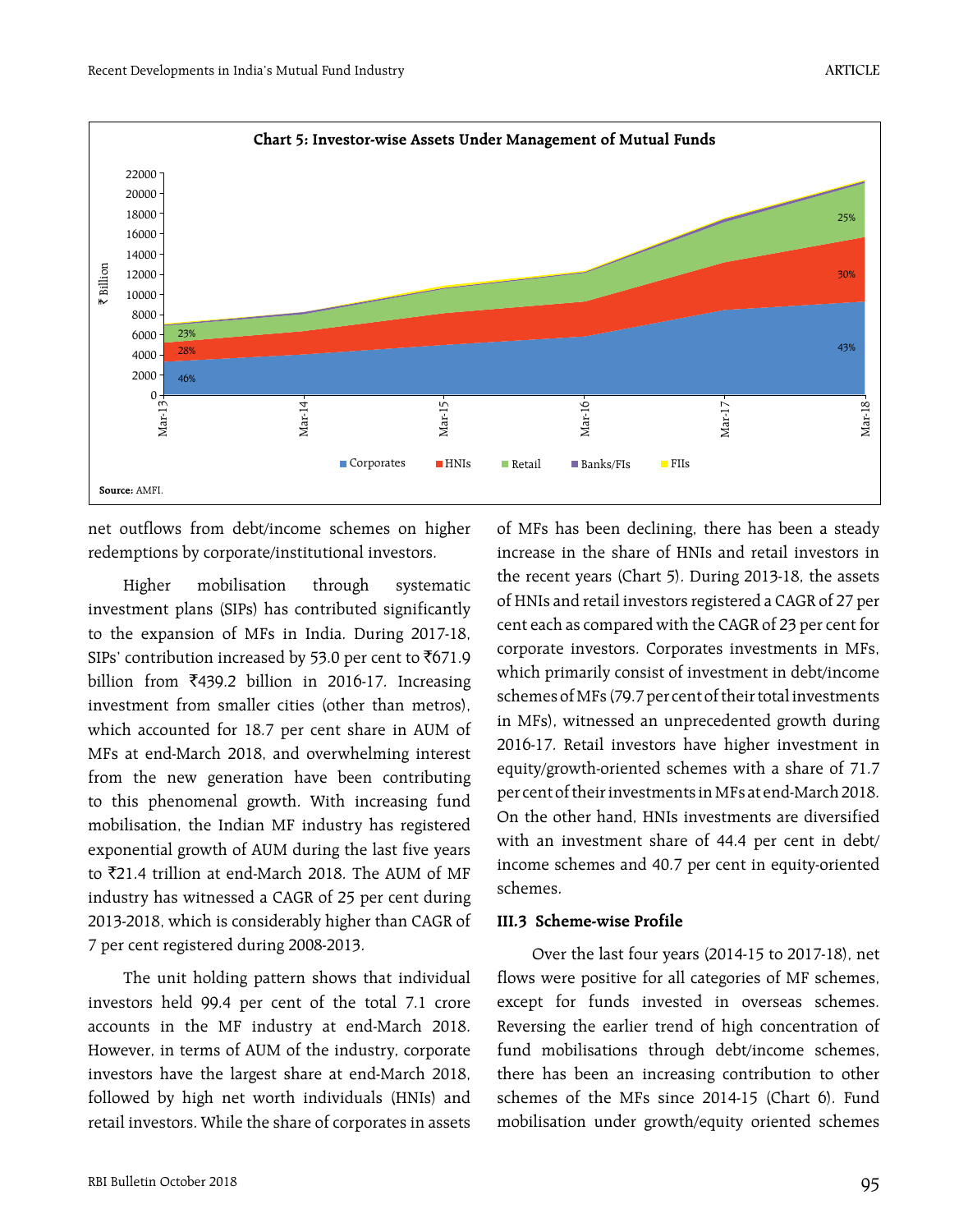**Chart 5: Investor-wise Assets Under Management of Mutual Funds**

**Source:** AMFI.

net outflows from debt/income schemes on higher redemptions by corporate/institutional investors.

Higher mobilisation through systematic investment plans (SIPs) has contributed significantly to the expansion of MFs in India. During 2017-18, SIPs' contribution increased by 53.0 per cent to ₹671.9 billion from ₹439.2 billion in 2016-17. Increasing investment from smaller cities (other than metros), which accounted for 18.7 per cent share in AUM of MFs at end-March 2018, and overwhelming interest from the new generation have been contributing to this phenomenal growth. With increasing fund mobilisation, the Indian MF industry has registered exponential growth of AUM during the last five years to ₹21.4 trillion at end-March 2018. The AUM of MF industry has witnessed a CAGR of 25 per cent during 2013-2018, which is considerably higher than CAGR of 7 per cent registered during 2008-2013.

The unit holding pattern shows that individual investors held 99.4 per cent of the total 7.1 crore accounts in the MF industry at end-March 2018. However, in terms of AUM of the industry, corporate investors have the largest share at end-March 2018, followed by high net worth individuals (HNIs) and retail investors. While the share of corporates in assets of MFs has been declining, there has been a steady increase in the share of HNIs and retail investors in the recent years (Chart 5). During 2013-18, the assets of HNIs and retail investors registered a CAGR of 27 per cent each as compared with the CAGR of 23 per cent for corporate investors. Corporates investments in MFs, which primarily consist of investment in debt/income schemes of MFs (79.7 per cent of their total investments in MFs), witnessed an unprecedented growth during 2016-17. Retail investors have higher investment in equity/growth-oriented schemes with a share of 71.7 per cent of their investments in MFs at end-March 2018. On the other hand, HNIs investments are diversified with an investment share of 44.4 per cent in debt/income schemes and 40.7 per cent in equity-oriented schemes.

### III.3 Scheme-wise Profile

Over the last four years (2014-15 to 2017-18), net flows were positive for all categories of MF schemes, except for funds invested in overseas schemes. Reversing the earlier trend of high concentration of fund mobilisations through debt/income schemes, there has been an increasing contribution to other schemes of the MFs since 2014-15 (Chart 6). Fund mobilisation under growth/equity oriented schemes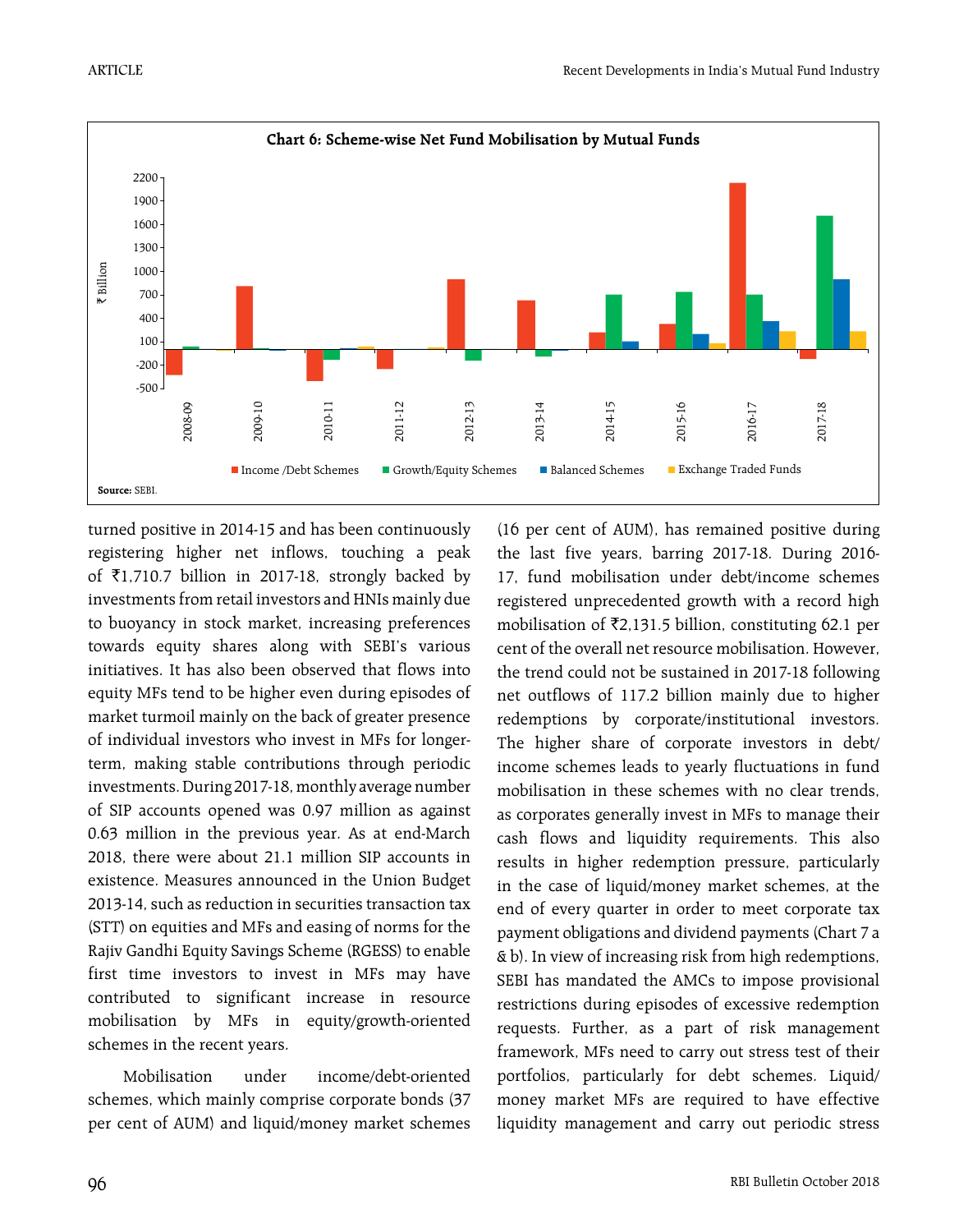**Chart 6: Scheme-wise Net Fund Mobilisation by Mutual Funds**

Source: SEBI.

turned positive in 2014-15 and has been continuously registering higher net inflows, touching a peak of ₹1,710.7 billion in 2017-18, strongly backed by investments from retail investors and HNIs mainly due to buoyancy in stock market, increasing preferences towards equity shares along with SEBI's various initiatives. It has also been observed that flows into equity MFs tend to be higher even during episodes of market turmoil mainly on the back of greater presence of individual investors who invest in MFs for longer-term, making stable contributions through periodic investments. During 2017-18, monthly average number of SIP accounts opened was 0.97 million as against 0.63 million in the previous year. As at end-March 2018, there were about 21.1 million SIP accounts in existence. Measures announced in the Union Budget 2013-14, such as reduction in securities transaction tax (STT) on equities and MFs and easing of norms for the Rajiv Gandhi Equity Savings Scheme (RGESS) to enable first time investors to invest in MFs may have contributed to significant increase in resource mobilisation by MFs in equity/growth-oriented schemes in the recent years.

Mobilisation under income/debt-oriented schemes, which mainly comprise corporate bonds (37 per cent of AUM) and liquid/money market schemes (16 per cent of AUM), has remained positive during the last five years, barring 2017-18. During 2016-17, fund mobilisation under debt/income schemes registered unprecedented growth with a record high mobilisation of ₹2,131.5 billion, constituting 62.1 per cent of the overall net resource mobilisation. However, the trend could not be sustained in 2017-18 following net outflows of 117.2 billion mainly due to higher redemptions by corporate/institutional investors. The higher share of corporate investors in debt/income schemes leads to yearly fluctuations in fund mobilisation in these schemes with no clear trends, as corporates generally invest in MFs to manage their cash flows and liquidity requirements. This also results in higher redemption pressure, particularly in the case of liquid/money market schemes, at the end of every quarter in order to meet corporate tax payment obligations and dividend payments (Chart 7 a & b). In view of increasing risk from high redemptions, SEBI has mandated the AMCs to impose provisional restrictions during episodes of excessive redemption requests. Further, as a part of risk management framework, MFs need to carry out stress test of their portfolios, particularly for debt schemes. Liquid/money market MFs are required to have effective liquidity management and carry out periodic stress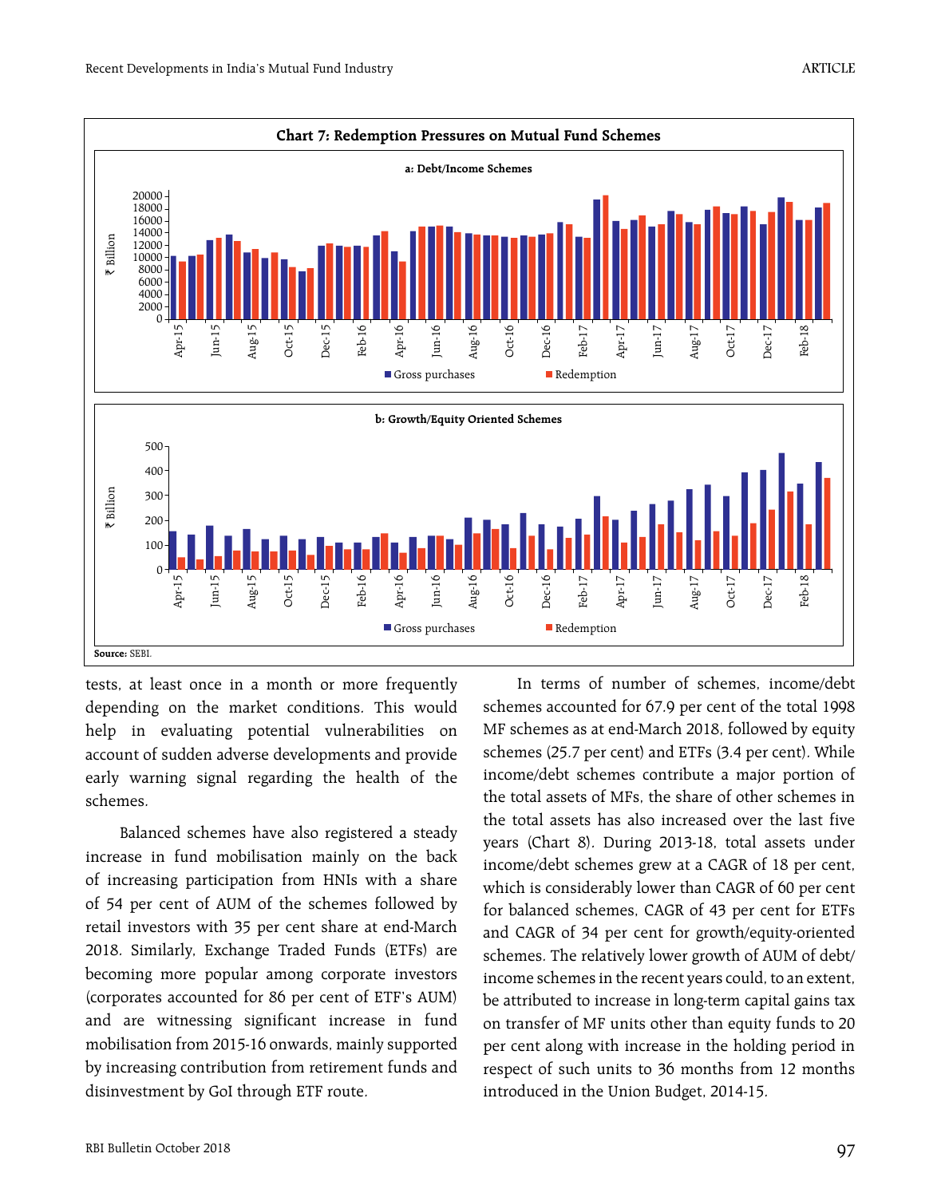**Chart 7: Redemption Pressures on Mutual Fund Schemes**

a: Debt/Income Schemes

b: Growth/Equity Oriented Schemes

**Source:** SEBI.

tests, at least once in a month or more frequently depending on the market conditions. This would help in evaluating potential vulnerabilities on account of sudden adverse developments and provide early warning signal regarding the health of the schemes.

Balanced schemes have also registered a steady increase in fund mobilisation mainly on the back of increasing participation from HNIs with a share of 54 per cent of AUM of the schemes followed by retail investors with 35 per cent share at end-March 2018. Similarly, Exchange Traded Funds (ETFs) are becoming more popular among corporate investors (corporates accounted for 86 per cent of ETF's AUM) and are witnessing significant increase in fund mobilisation from 2015-16 onwards, mainly supported by increasing contribution from retirement funds and disinvestment by GoI through ETF route.

In terms of number of schemes, income/debt schemes accounted for 67.9 per cent of the total 1998 MF schemes as at end-March 2018, followed by equity schemes (25.7 per cent) and ETFs (3.4 per cent). While income/debt schemes contribute a major portion of the total assets of MFs, the share of other schemes in the total assets has also increased over the last five years (Chart 8). During 2013-18, total assets under income/debt schemes grew at a CAGR of 18 per cent, which is considerably lower than CAGR of 60 per cent for balanced schemes, CAGR of 43 per cent for ETFs and CAGR of 34 per cent for growth/equity-oriented schemes. The relatively lower growth of AUM of debt/income schemes in the recent years could, to an extent, be attributed to increase in long-term capital gains tax on transfer of MF units other than equity funds to 20 per cent along with increase in the holding period in respect of such units to 36 months from 12 months introduced in the Union Budget, 2014-15.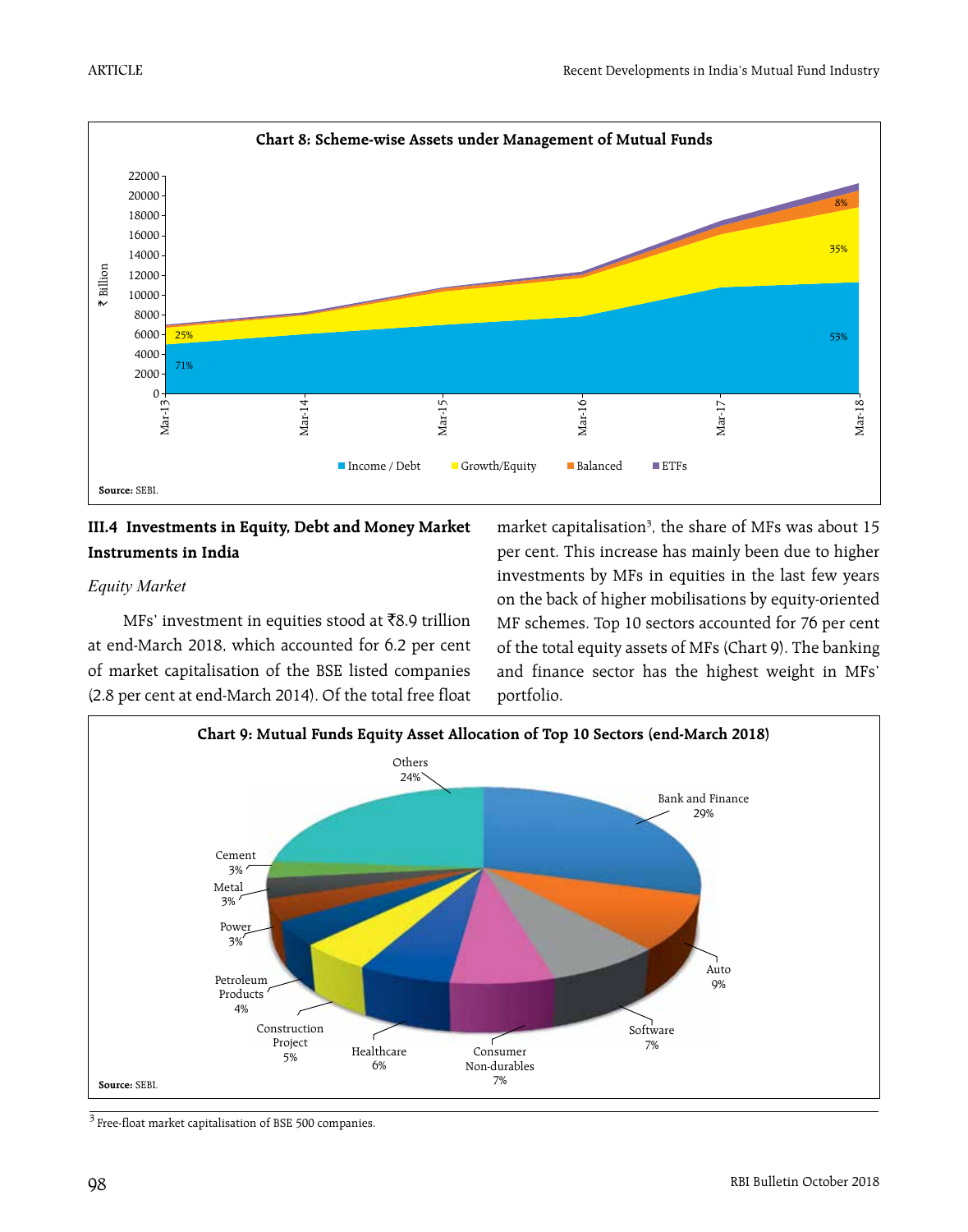**Chart 8: Scheme-wise Assets under Management of Mutual Funds**

**Source:** SEBI.

### III.4 Investments in Equity, Debt and Money Market Instruments in India

*Equity Market*

MFs' investment in equities stood at ₹8.9 trillion at end-March 2018, which accounted for 6.2 per cent of market capitalisation of the BSE listed companies (2.8 per cent at end-March 2014). Of the total free float market capitalisation[3], the share of MFs was about 15 per cent. This increase has mainly been due to higher investments by MFs in equities in the last few years on the back of higher mobilisations by equity-oriented MF schemes. Top 10 sectors accounted for 76 per cent of the total equity assets of MFs (Chart 9). The banking and finance sector has the highest weight in MFs' portfolio.

**Chart 9: Mutual Funds Equity Asset Allocation of Top 10 Sectors (end-March 2018)**

**Source:** SEBI.

[3] Free-float market capitalisation of BSE 500 companies.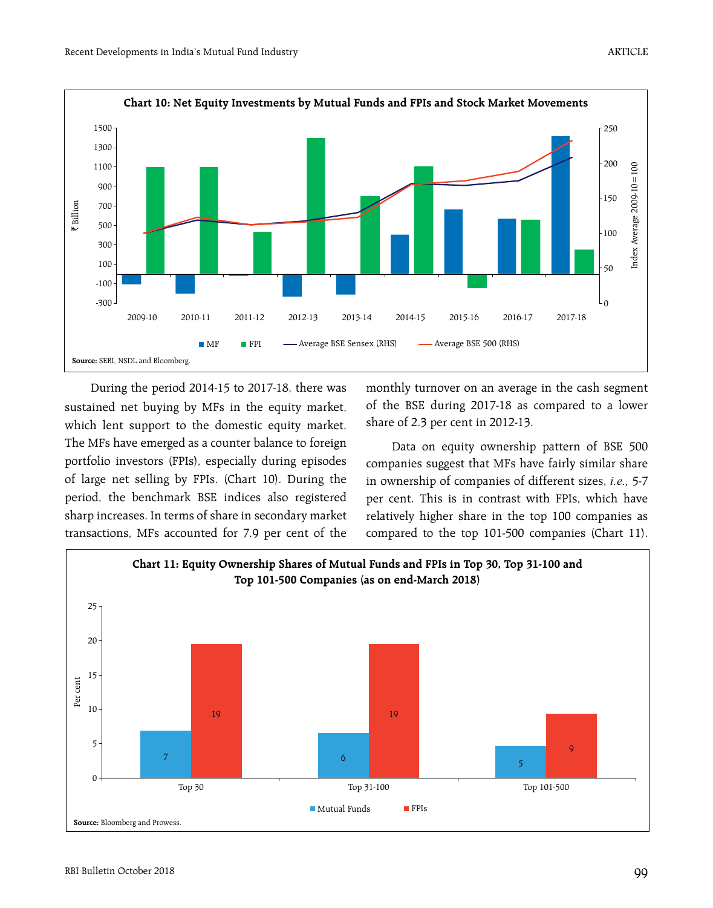**Chart 10: Net Equity Investments by Mutual Funds and FPIs and Stock Market Movements**

**Source:** SEBI, NSDL and Bloomberg.

During the period 2014-15 to 2017-18, there was sustained net buying by MFs in the equity market, which lent support to the domestic equity market. The MFs have emerged as a counter balance to foreign portfolio investors (FPIs), especially during episodes of large net selling by FPIs. (Chart 10). During the period, the benchmark BSE indices also registered sharp increases. In terms of share in secondary market transactions, MFs accounted for 7.9 per cent of the monthly turnover on an average in the cash segment of the BSE during 2017-18 as compared to a lower share of 2.3 per cent in 2012-13.

Data on equity ownership pattern of BSE 500 companies suggest that MFs have fairly similar share in ownership of companies of different sizes, *i.e.*, 5-7 per cent. This is in contrast with FPIs, which have relatively higher share in the top 100 companies as compared to the top 101-500 companies (Chart 11).

**Chart 11: Equity Ownership Shares of Mutual Funds and FPIs in Top 30, Top 31-100 and Top 101-500 Companies (as on end-March 2018)**

**Source:** Bloomberg and Prowess.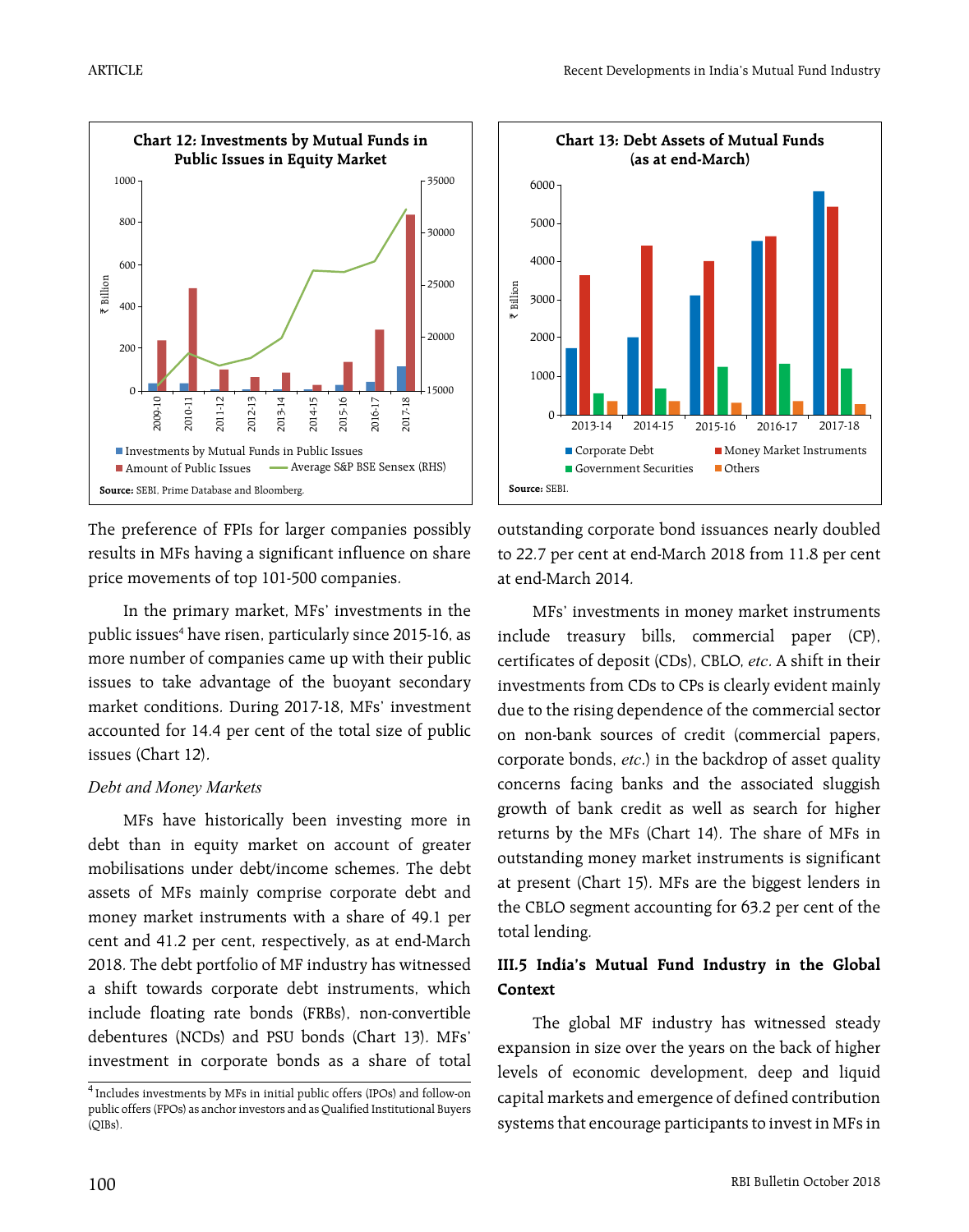**Chart 12: Investments by Mutual Funds in Public Issues in Equity Market**

Source: SEBI, Prime Database and Bloomberg.

**Chart 13: Debt Assets of Mutual Funds (as at end-March)**

Source: SEBI.

The preference of FPIs for larger companies possibly results in MFs having a significant influence on share price movements of top 101-500 companies.

In the primary market, MFs' investments in the public issues[4] have risen, particularly since 2015-16, as more number of companies came up with their public issues to take advantage of the buoyant secondary market conditions. During 2017-18, MFs' investment accounted for 14.4 per cent of the total size of public issues (Chart 12).

*Debt and Money Markets*

MFs have historically been investing more in debt than in equity market on account of greater mobilisations under debt/income schemes. The debt assets of MFs mainly comprise corporate debt and money market instruments with a share of 49.1 per cent and 41.2 per cent, respectively, as at end-March 2018. The debt portfolio of MF industry has witnessed a shift towards corporate debt instruments, which include floating rate bonds (FRBs), non-convertible debentures (NCDs) and PSU bonds (Chart 13). MFs' investment in corporate bonds as a share of total outstanding corporate bond issuances nearly doubled to 22.7 per cent at end-March 2018 from 11.8 per cent at end-March 2014.

MFs' investments in money market instruments include treasury bills, commercial paper (CP), certificates of deposit (CDs), CBLO, *etc*. A shift in their investments from CDs to CPs is clearly evident mainly due to the rising dependence of the commercial sector on non-bank sources of credit (commercial papers, corporate bonds, *etc*.) in the backdrop of asset quality concerns facing banks and the associated sluggish growth of bank credit as well as search for higher returns by the MFs (Chart 14). The share of MFs in outstanding money market instruments is significant at present (Chart 15). MFs are the biggest lenders in the CBLO segment accounting for 63.2 per cent of the total lending.

### III.5 India's Mutual Fund Industry in the Global Context

The global MF industry has witnessed steady expansion in size over the years on the back of higher levels of economic development, deep and liquid capital markets and emergence of defined contribution systems that encourage participants to invest in MFs in

---

[4] Includes investments by MFs in initial public offers (IPOs) and follow-on public offers (FPOs) as anchor investors and as Qualified Institutional Buyers (QIBs).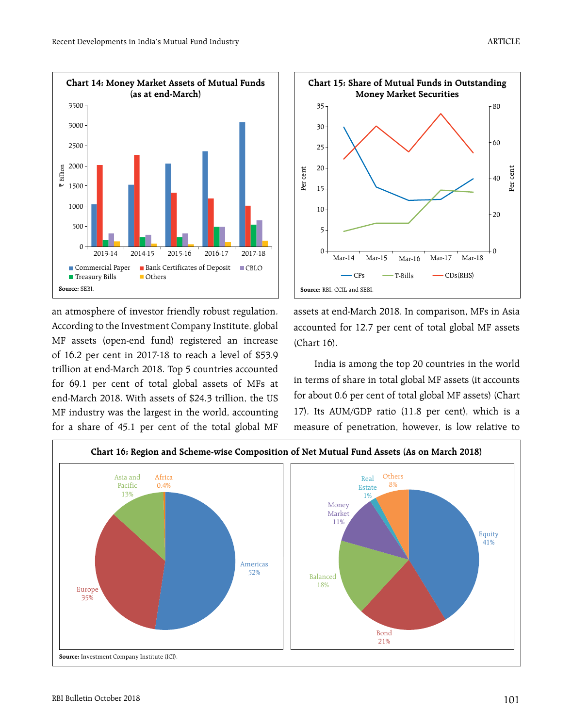**Chart 14: Money Market Assets of Mutual Funds (as at end-March)**

Source: SEBI.

**Chart 15: Share of Mutual Funds in Outstanding Money Market Securities**

Source: RBI, CCIL and SEBI.

an atmosphere of investor friendly robust regulation. According to the Investment Company Institute, global MF assets (open-end fund) registered an increase of 16.2 per cent in 2017-18 to reach a level of $53.9 trillion at end-March 2018. Top 5 countries accounted for 69.1 per cent of total global assets of MFs at end-March 2018. With assets of $24.3 trillion, the US MF industry was the largest in the world, accounting for a share of 45.1 per cent of the total global MF assets at end-March 2018. In comparison, MFs in Asia accounted for 12.7 per cent of total global MF assets (Chart 16).

India is among the top 20 countries in the world in terms of share in total global MF assets (it accounts for about 0.6 per cent of total global MF assets) (Chart 17). Its AUM/GDP ratio (11.8 per cent), which is a measure of penetration, however, is low relative to

**Chart 16: Region and Scheme-wise Composition of Net Mutual Fund Assets (As on March 2018)**

Source: Investment Company Institute (ICI).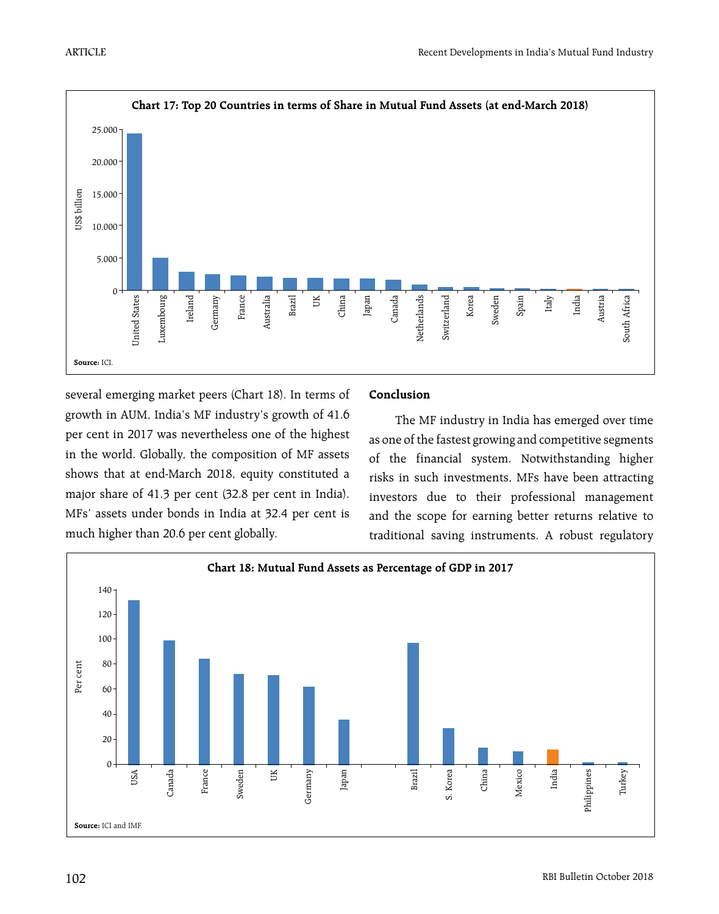**Chart 17: Top 20 Countries in terms of Share in Mutual Fund Assets (at end-March 2018)**

Source: ICI.

several emerging market peers (Chart 18). In terms of growth in AUM, India's MF industry's growth of 41.6 per cent in 2017 was nevertheless one of the highest in the world. Globally, the composition of MF assets shows that at end-March 2018, equity constituted a major share of 41.3 per cent (32.8 per cent in India). MFs' assets under bonds in India at 32.4 per cent is much higher than 20.6 per cent globally.

## Conclusion

The MF industry in India has emerged over time as one of the fastest growing and competitive segments of the financial system. Notwithstanding higher risks in such investments, MFs have been attracting investors due to their professional management and the scope for earning better returns relative to traditional saving instruments. A robust regulatory

**Chart 18: Mutual Fund Assets as Percentage of GDP in 2017**

Source: ICI and IMF.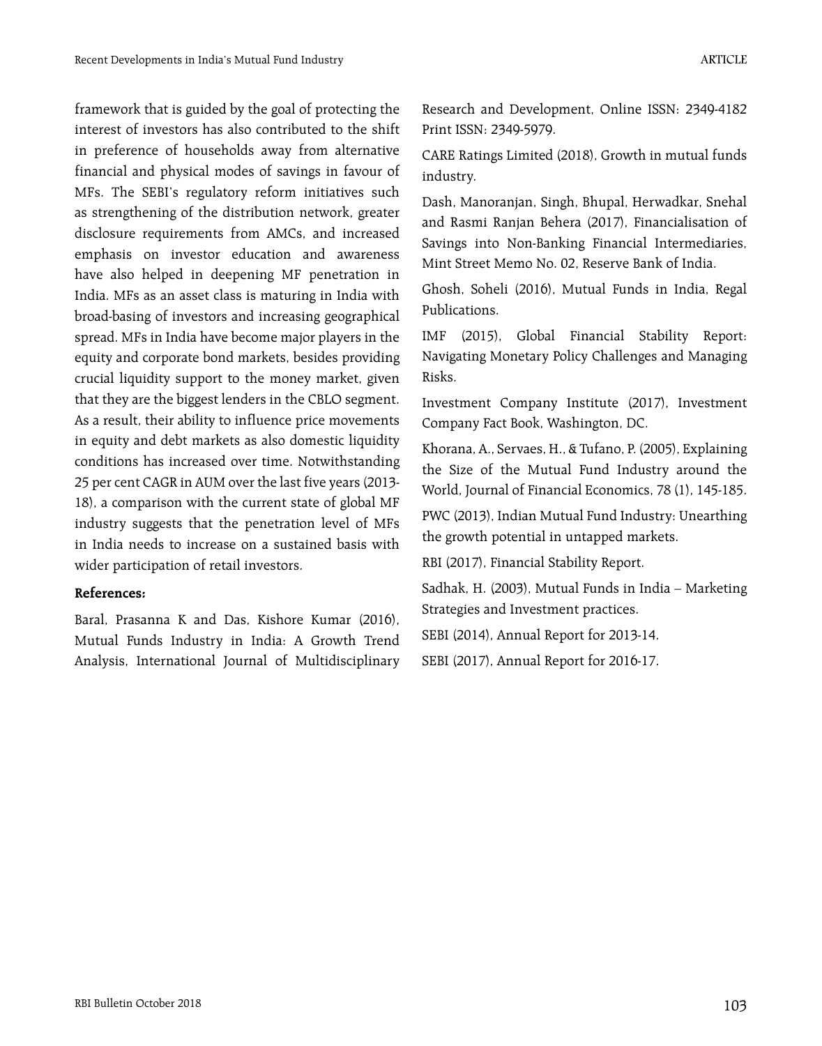framework that is guided by the goal of protecting the interest of investors has also contributed to the shift in preference of households away from alternative financial and physical modes of savings in favour of MFs. The SEBI's regulatory reform initiatives such as strengthening of the distribution network, greater disclosure requirements from AMCs, and increased emphasis on investor education and awareness have also helped in deepening MF penetration in India. MFs as an asset class is maturing in India with broad-basing of investors and increasing geographical spread. MFs in India have become major players in the equity and corporate bond markets, besides providing crucial liquidity support to the money market, given that they are the biggest lenders in the CBLO segment. As a result, their ability to influence price movements in equity and debt markets as also domestic liquidity conditions has increased over time. Notwithstanding 25 per cent CAGR in AUM over the last five years (2013-18), a comparison with the current state of global MF industry suggests that the penetration level of MFs in India needs to increase on a sustained basis with wider participation of retail investors.

**References:**

Baral, Prasanna K and Das, Kishore Kumar (2016), Mutual Funds Industry in India: A Growth Trend Analysis, International Journal of Multidisciplinary Research and Development, Online ISSN: 2349-4182 Print ISSN: 2349-5979.

CARE Ratings Limited (2018), Growth in mutual funds industry.

Dash, Manoranjan, Singh, Bhupal, Herwadkar, Snehal and Rasmi Ranjan Behera (2017), Financialisation of Savings into Non-Banking Financial Intermediaries, Mint Street Memo No. 02, Reserve Bank of India.

Ghosh, Soheli (2016), Mutual Funds in India, Regal Publications.

IMF (2015), Global Financial Stability Report: Navigating Monetary Policy Challenges and Managing Risks.

Investment Company Institute (2017), Investment Company Fact Book, Washington, DC.

Khorana, A., Servaes, H., & Tufano, P. (2005), Explaining the Size of the Mutual Fund Industry around the World, Journal of Financial Economics, 78 (1), 145-185.

PWC (2013), Indian Mutual Fund Industry: Unearthing the growth potential in untapped markets.

RBI (2017), Financial Stability Report.

Sadhak, H. (2003), Mutual Funds in India – Marketing Strategies and Investment practices.

SEBI (2014), Annual Report for 2013-14.

SEBI (2017), Annual Report for 2016-17.